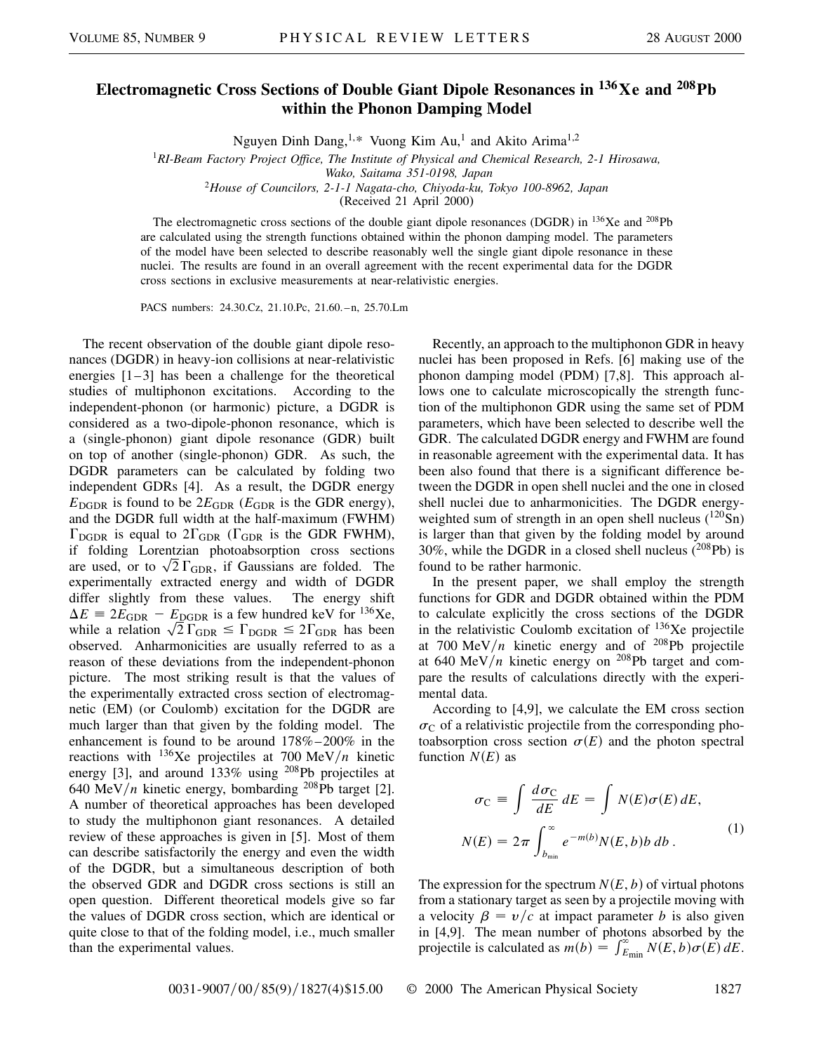# Electromagnetic Cross Sections of Double Giant Dipole Resonances in $^{136}$Xe and $^{208}$Pb within the Phonon Damping Model

Nguyen Dinh Dang,[1,*] Vuong Kim Au,[1] and Akito Arima[1,2]

[1] *RI-Beam Factory Project Office, The Institute of Physical and Chemical Research, 2-1 Hirosawa, Wako, Saitama 351-0198, Japan*

[2] *House of Councilors, 2-1-1 Nagata-cho, Chiyoda-ku, Tokyo 100-8962, Japan*

(Received 21 April 2000)

The electromagnetic cross sections of the double giant dipole resonances (DGDR) in $^{136}$Xe and $^{208}$Pb are calculated using the strength functions obtained within the phonon damping model. The parameters of the model have been selected to describe reasonably well the single giant dipole resonance in these nuclei. The results are found in an overall agreement with the recent experimental data for the DGDR cross sections in exclusive measurements at near-relativistic energies.

PACS numbers: 24.30.Cz, 21.10.Pc, 21.60.–n, 25.70.Lm

The recent observation of the double giant dipole resonances (DGDR) in heavy-ion collisions at near-relativistic energies [1–3] has been a challenge for the theoretical studies of multiphonon excitations. According to the independent-phonon (or harmonic) picture, a DGDR is considered as a two-dipole-phonon resonance, which is a (single-phonon) giant dipole resonance (GDR) built on top of another (single-phonon) GDR. As such, the DGDR parameters can be calculated by folding two independent GDRs [4]. As a result, the DGDR energy $E_{\mathrm{DGDR}}$ is found to be $2E_{\mathrm{GDR}}$ ($E_{\mathrm{GDR}}$ is the GDR energy), and the DGDR full width at the half-maximum (FWHM) $\Gamma_{\mathrm{DGDR}}$ is equal to $2\Gamma_{\mathrm{GDR}}$ ($\Gamma_{\mathrm{GDR}}$ is the GDR FWHM), if folding Lorentzian photoabsorption cross sections are used, or to $\sqrt{2}\,\Gamma_{\mathrm{GDR}}$, if Gaussians are folded. The experimentally extracted energy and width of DGDR differ slightly from these values. The energy shift $\Delta E \equiv 2E_{\mathrm{GDR}} - E_{\mathrm{DGDR}}$ is a few hundred keV for $^{136}$Xe, while a relation $\sqrt{2}\,\Gamma_{\mathrm{GDR}} \leq \Gamma_{\mathrm{DGDR}} \leq 2\Gamma_{\mathrm{GDR}}$ has been observed. Anharmonicities are usually referred to as a reason of these deviations from the independent-phonon picture. The most striking result is that the values of the experimentally extracted cross section of electromagnetic (EM) (or Coulomb) excitation for the DGDR are much larger than that given by the folding model. The enhancement is found to be around 178%–200% in the reactions with $^{136}$Xe projectiles at 700 MeV/$n$ kinetic energy [3], and around 133% using $^{208}$Pb projectiles at 640 MeV/$n$ kinetic energy, bombarding $^{208}$Pb target [2]. A number of theoretical approaches has been developed to study the multiphonon giant resonances. A detailed review of these approaches is given in [5]. Most of them can describe satisfactorily the energy and even the width of the DGDR, but a simultaneous description of both the observed GDR and DGDR cross sections is still an open question. Different theoretical models give so far the values of DGDR cross section, which are identical or quite close to that of the folding model, i.e., much smaller than the experimental values.

Recently, an approach to the multiphonon GDR in heavy nuclei has been proposed in Refs. [6] making use of the phonon damping model (PDM) [7,8]. This approach allows one to calculate microscopically the strength function of the multiphonon GDR using the same set of PDM parameters, which have been selected to describe well the GDR. The calculated DGDR energy and FWHM are found in reasonable agreement with the experimental data. It has been also found that there is a significant difference between the DGDR in open shell nuclei and the one in closed shell nuclei due to anharmonicities. The DGDR energy-weighted sum of strength in an open shell nucleus ($^{120}$Sn) is larger than that given by the folding model by around 30%, while the DGDR in a closed shell nucleus ($^{208}$Pb) is found to be rather harmonic.

In the present paper, we shall employ the strength functions for GDR and DGDR obtained within the PDM to calculate explicitly the cross sections of the DGDR in the relativistic Coulomb excitation of $^{136}$Xe projectile at 700 MeV/$n$ kinetic energy and of $^{208}$Pb projectile at 640 MeV/$n$ kinetic energy on $^{208}$Pb target and compare the results of calculations directly with the experimental data.

According to [4,9], we calculate the EM cross section $\sigma_{\mathrm{C}}$ of a relativistic projectile from the corresponding photoabsorption cross section $\sigma(E)$ and the photon spectral function $N(E)$ as

$$
\sigma_{\mathrm{C}} \equiv \int \frac{d\sigma_{\mathrm{C}}}{dE}\,dE = \int N(E)\sigma(E)\,dE,
$$
$$
N(E) = 2\pi \int_{b_{\min}}^{\infty} e^{-m(b)} N(E,b)\, b\, db\,. \tag{1}
$$

The expression for the spectrum $N(E,b)$ of virtual photons from a stationary target as seen by a projectile moving with a velocity $\beta = v/c$ at impact parameter $b$ is also given in [4,9]. The mean number of photons absorbed by the projectile is calculated as $m(b) = \int_{E_{\min}}^{\infty} N(E,b)\sigma(E)\,dE$.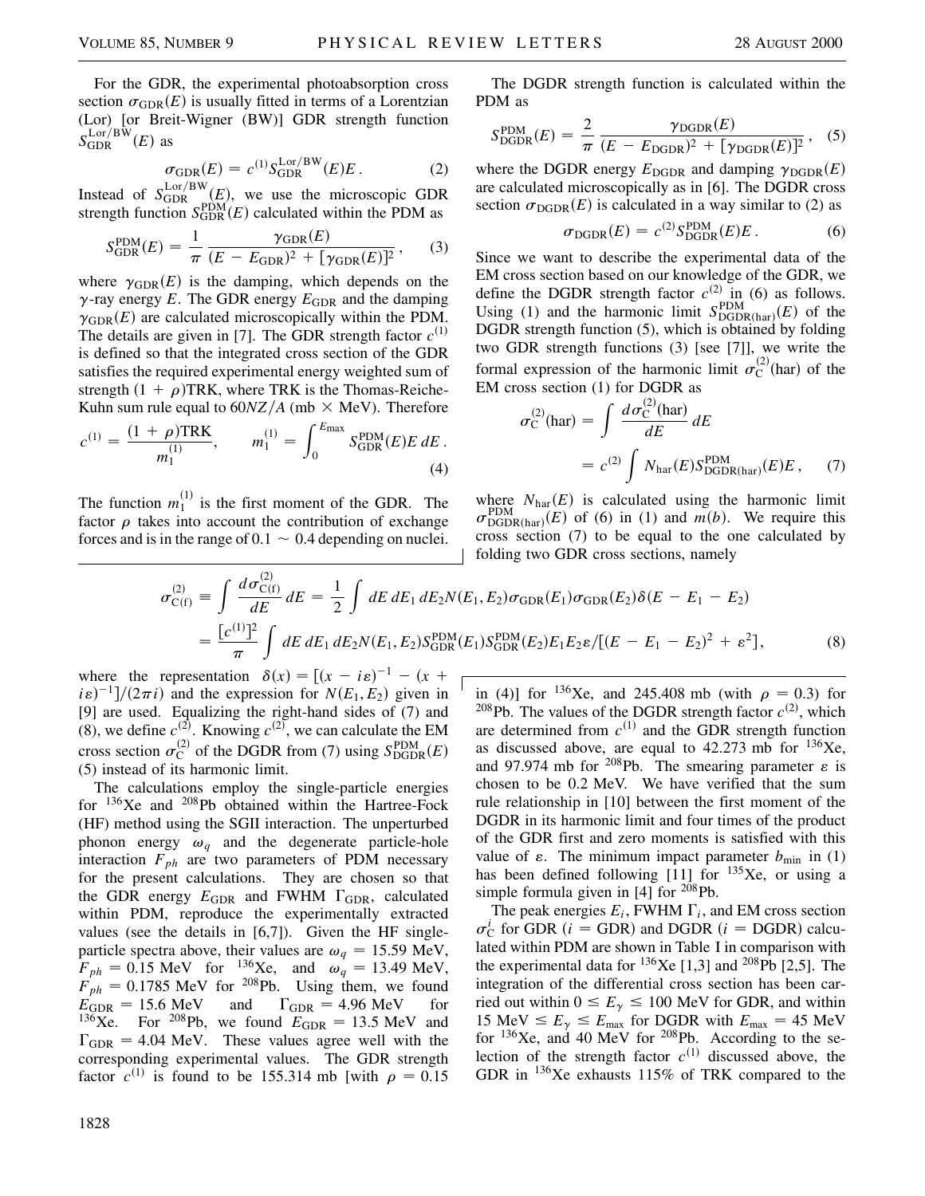For the GDR, the experimental photoabsorption cross section $\sigma_{\rm GDR}(E)$ is usually fitted in terms of a Lorentzian (Lor) [or Breit-Wigner (BW)] GDR strength function $S_{\rm GDR}^{\rm Lor/BW}(E)$ as

$$\sigma_{\rm GDR}(E) = c^{(1)} S_{\rm GDR}^{\rm Lor/BW}(E) E . \qquad (2)$$

Instead of $S_{\rm GDR}^{\rm Lor/BW}(E)$, we use the microscopic GDR strength function $S_{\rm GDR}^{\rm PDM}(E)$ calculated within the PDM as

$$S_{\rm GDR}^{\rm PDM}(E) = \frac{1}{\pi} \frac{\gamma_{\rm GDR}(E)}{(E - E_{\rm GDR})^2 + [\gamma_{\rm GDR}(E)]^2} , \qquad (3)$$

where $\gamma_{\rm GDR}(E)$ is the damping, which depends on the $\gamma$-ray energy $E$. The GDR energy $E_{\rm GDR}$ and the damping $\gamma_{\rm GDR}(E)$ are calculated microscopically within the PDM. The details are given in [7]. The GDR strength factor $c^{(1)}$ is defined so that the integrated cross section of the GDR satisfies the required experimental energy weighted sum of strength $(1 + \rho)$TRK, where TRK is the Thomas-Reiche-Kuhn sum rule equal to $60NZ/A$ (mb $\times$ MeV). Therefore

$$c^{(1)} = \frac{(1 + \rho){\rm TRK}}{m_1^{(1)}}, \qquad m_1^{(1)} = \int_0^{E_{\max}} S_{\rm GDR}^{\rm PDM}(E) E \, dE . \qquad (4)$$

The function $m_1^{(1)}$ is the first moment of the GDR. The factor $\rho$ takes into account the contribution of exchange forces and is in the range of $0.1 \sim 0.4$ depending on nuclei.

The DGDR strength function is calculated within the PDM as

$$S_{\rm DGDR}^{\rm PDM}(E) = \frac{2}{\pi} \frac{\gamma_{\rm DGDR}(E)}{(E - E_{\rm DGDR})^2 + [\gamma_{\rm DGDR}(E)]^2} , \qquad (5)$$

where the DGDR energy $E_{\rm DGDR}$ and damping $\gamma_{\rm DGDR}(E)$ are calculated microscopically as in [6]. The DGDR cross section $\sigma_{\rm DGDR}(E)$ is calculated in a way similar to (2) as

$$\sigma_{\rm DGDR}(E) = c^{(2)} S_{\rm DGDR}^{\rm PDM}(E) E . \qquad (6)$$

Since we want to describe the experimental data of the EM cross section based on our knowledge of the GDR, we define the DGDR strength factor $c^{(2)}$ in (6) as follows. Using (1) and the harmonic limit $S_{\rm DGDR(har)}^{\rm PDM}(E)$ of the DGDR strength function (5), which is obtained by folding two GDR strength functions (3) [see [7]], we write the formal expression of the harmonic limit $\sigma_{\rm C}^{(2)}({\rm har})$ of the EM cross section (1) for DGDR as

$$\sigma_{\rm C}^{(2)}({\rm har}) = \int \frac{d\sigma_{\rm C}^{(2)}({\rm har})}{dE} dE = c^{(2)} \int N_{\rm har}(E) S_{\rm DGDR(har)}^{\rm PDM}(E) E , \qquad (7)$$

where $N_{\rm har}(E)$ is calculated using the harmonic limit $\sigma_{\rm DGDR(har)}^{\rm PDM}(E)$ of (6) in (1) and $m(b)$. We require this cross section (7) to be equal to the one calculated by folding two GDR cross sections, namely

$$\sigma_{\rm C(f)}^{(2)} \equiv \int \frac{d\sigma_{\rm C(f)}^{(2)}}{dE} dE = \frac{1}{2} \int dE \, dE_1 \, dE_2 N(E_1, E_2) \sigma_{\rm GDR}(E_1) \sigma_{\rm GDR}(E_2) \delta(E - E_1 - E_2)$$
$$= \frac{[c^{(1)}]^2}{\pi} \int dE \, dE_1 \, dE_2 N(E_1, E_2) S_{\rm GDR}^{\rm PDM}(E_1) S_{\rm GDR}^{\rm PDM}(E_2) E_1 E_2 \varepsilon / [(E - E_1 - E_2)^2 + \varepsilon^2] , \qquad (8)$$

where the representation $\delta(x) = [(x - i\varepsilon)^{-1} - (x + i\varepsilon)^{-1}]/(2\pi i)$ and the expression for $N(E_1, E_2)$ given in [9] are used. Equalizing the right-hand sides of (7) and (8), we define $c^{(2)}$. Knowing $c^{(2)}$, we can calculate the EM cross section $\sigma_{\rm C}^{(2)}$ of the DGDR from (7) using $S_{\rm DGDR}^{\rm PDM}(E)$ (5) instead of its harmonic limit.

The calculations employ the single-particle energies for $^{136}$Xe and $^{208}$Pb obtained within the Hartree-Fock (HF) method using the SGII interaction. The unperturbed phonon energy $\omega_q$ and the degenerate particle-hole interaction $F_{ph}$ are two parameters of PDM necessary for the present calculations. They are chosen so that the GDR energy $E_{\rm GDR}$ and FWHM $\Gamma_{\rm GDR}$, calculated within PDM, reproduce the experimentally extracted values (see the details in [6,7]). Given the HF single-particle spectra above, their values are $\omega_q = 15.59$ MeV, $F_{ph} = 0.15$ MeV for $^{136}$Xe, and $\omega_q = 13.49$ MeV, $F_{ph} = 0.1785$ MeV for $^{208}$Pb. Using them, we found $E_{\rm GDR} = 15.6$ MeV and $\Gamma_{\rm GDR} = 4.96$ MeV for $^{136}$Xe. For $^{208}$Pb, we found $E_{\rm GDR} = 13.5$ MeV and $\Gamma_{\rm GDR} = 4.04$ MeV. These values agree well with the corresponding experimental values. The GDR strength factor $c^{(1)}$ is found to be 155.314 mb [with $\rho = 0.15$ in (4)] for $^{136}$Xe, and 245.408 mb (with $\rho = 0.3$) for $^{208}$Pb. The values of the DGDR strength factor $c^{(2)}$, which are determined from $c^{(1)}$ and the GDR strength function as discussed above, are equal to 42.273 mb for $^{136}$Xe, and 97.974 mb for $^{208}$Pb. The smearing parameter $\varepsilon$ is chosen to be 0.2 MeV. We have verified that the sum rule relationship in [10] between the first moment of the DGDR in its harmonic limit and four times of the product of the GDR first and zero moments is satisfied with this value of $\varepsilon$. The minimum impact parameter $b_{\min}$ in (1) has been defined following [11] for $^{135}$Xe, or using a simple formula given in [4] for $^{208}$Pb.

The peak energies $E_i$, FWHM $\Gamma_i$, and EM cross section $\sigma_{\rm C}^i$ for GDR ($i =$ GDR) and DGDR ($i =$ DGDR) calculated within PDM are shown in Table I in comparison with the experimental data for $^{136}$Xe [1,3] and $^{208}$Pb [2,5]. The integration of the differential cross section has been carried out within $0 \leq E_\gamma \leq 100$ MeV for GDR, and within 15 MeV $\leq E_\gamma \leq E_{\max}$ for DGDR with $E_{\max} = 45$ MeV for $^{136}$Xe, and 40 MeV for $^{208}$Pb. According to the selection of the strength factor $c^{(1)}$ discussed above, the GDR in $^{136}$Xe exhausts 115% of TRK compared to the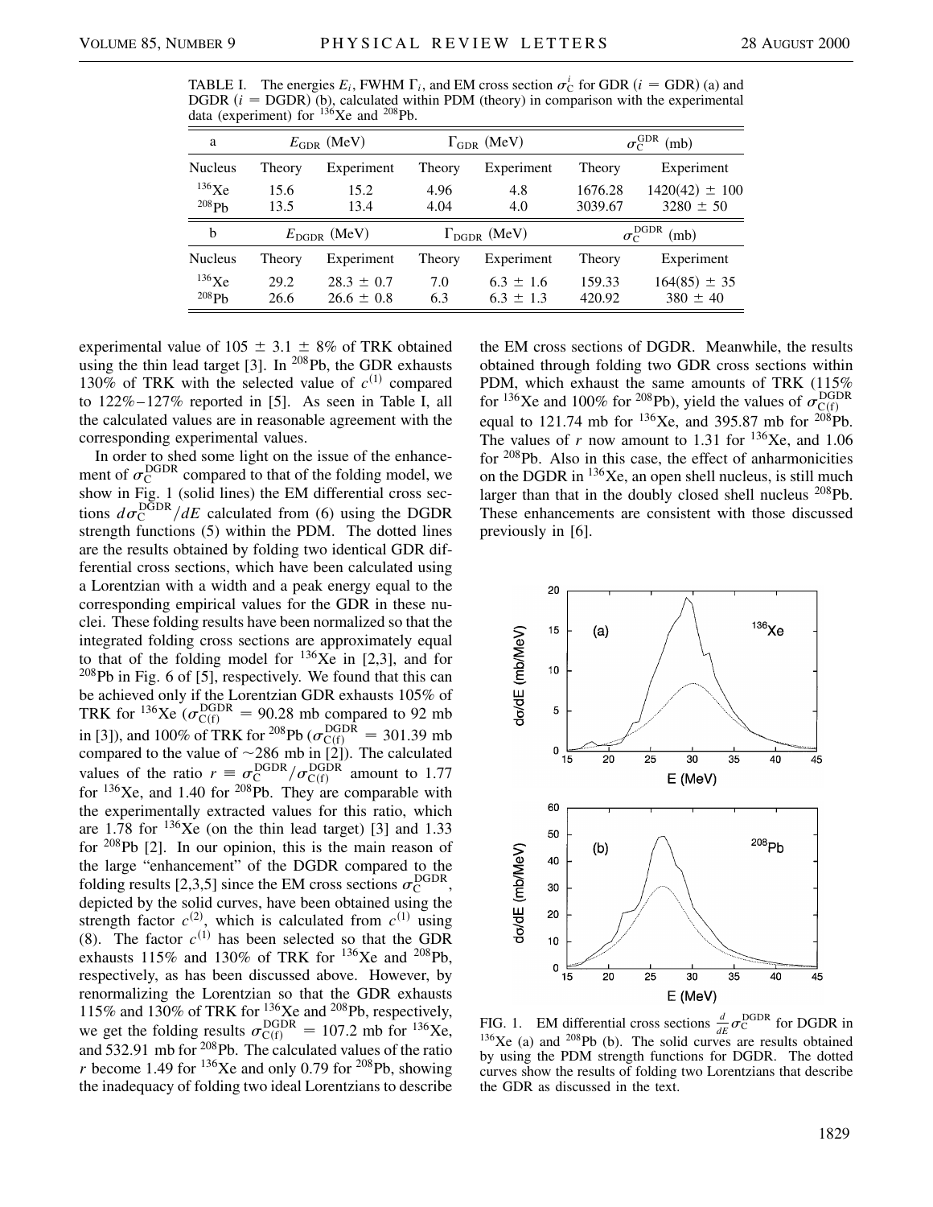TABLE I. The energies $E_i$, FWHM $\Gamma_i$, and EM cross section $\sigma_C^i$ for GDR ($i$ = GDR) (a) and DGDR ($i$ = DGDR) (b), calculated within PDM (theory) in comparison with the experimental data (experiment) for $^{136}$Xe and $^{208}$Pb.

| a | $E_{\rm GDR}$ (MeV) | | $\Gamma_{\rm GDR}$ (MeV) | | $\sigma_C^{\rm GDR}$ (mb) | |
|---|---|---|---|---|---|---|
| Nucleus | Theory | Experiment | Theory | Experiment | Theory | Experiment |
| $^{136}$Xe | 15.6 | 15.2 | 4.96 | 4.8 | 1676.28 | 1420(42) ± 100 |
| $^{208}$Pb | 13.5 | 13.4 | 4.04 | 4.0 | 3039.67 | 3280 ± 50 |
| **b** | $E_{\rm DGDR}$ (MeV) | | $\Gamma_{\rm DGDR}$ (MeV) | | $\sigma_C^{\rm DGDR}$ (mb) | |
| Nucleus | Theory | Experiment | Theory | Experiment | Theory | Experiment |
| $^{136}$Xe | 29.2 | 28.3 ± 0.7 | 7.0 | 6.3 ± 1.6 | 159.33 | 164(85) ± 35 |
| $^{208}$Pb | 26.6 | 26.6 ± 0.8 | 6.3 | 6.3 ± 1.3 | 420.92 | 380 ± 40 |

experimental value of 105 ± 3.1 ± 8% of TRK obtained using the thin lead target [3]. In $^{208}$Pb, the GDR exhausts 130% of TRK with the selected value of $c^{(1)}$ compared to 122%–127% reported in [5]. As seen in Table I, all the calculated values are in reasonable agreement with the corresponding experimental values.

In order to shed some light on the issue of the enhancement of $\sigma_C^{\rm DGDR}$ compared to that of the folding model, we show in Fig. 1 (solid lines) the EM differential cross sections $d\sigma_C^{\rm DGDR}/dE$ calculated from (6) using the DGDR strength functions (5) within the PDM. The dotted lines are the results obtained by folding two identical GDR differential cross sections, which have been calculated using a Lorentzian with a width and a peak energy equal to the corresponding empirical values for the GDR in these nuclei. These folding results have been normalized so that the integrated folding cross sections are approximately equal to that of the folding model for $^{136}$Xe in [2,3], and for $^{208}$Pb in Fig. 6 of [5], respectively. We found that this can be achieved only if the Lorentzian GDR exhausts 105% of TRK for $^{136}$Xe ($\sigma_{C(f)}^{\rm DGDR}$ = 90.28 mb compared to 92 mb in [3]), and 100% of TRK for $^{208}$Pb ($\sigma_{C(f)}^{\rm DGDR}$ = 301.39 mb compared to the value of ~286 mb in [2]). The calculated values of the ratio $r \equiv \sigma_C^{\rm DGDR}/\sigma_{C(f)}^{\rm DGDR}$ amount to 1.77 for $^{136}$Xe, and 1.40 for $^{208}$Pb. They are comparable with the experimentally extracted values for this ratio, which are 1.78 for $^{136}$Xe (on the thin lead target) [3] and 1.33 for $^{208}$Pb [2]. In our opinion, this is the main reason of the large "enhancement" of the DGDR compared to the folding results [2,3,5] since the EM cross sections $\sigma_C^{\rm DGDR}$, depicted by the solid curves, have been obtained using the strength factor $c^{(2)}$, which is calculated from $c^{(1)}$ using (8). The factor $c^{(1)}$ has been selected so that the GDR exhausts 115% and 130% of TRK for $^{136}$Xe and $^{208}$Pb, respectively, as has been discussed above. However, by renormalizing the Lorentzian so that the GDR exhausts 115% and 130% of TRK for $^{136}$Xe and $^{208}$Pb, respectively, we get the folding results $\sigma_{C(f)}^{\rm DGDR}$ = 107.2 mb for $^{136}$Xe, and 532.91 mb for $^{208}$Pb. The calculated values of the ratio $r$ become 1.49 for $^{136}$Xe and only 0.79 for $^{208}$Pb, showing the inadequacy of folding two ideal Lorentzians to describe the EM cross sections of DGDR. Meanwhile, the results obtained through folding two GDR cross sections within PDM, which exhaust the same amounts of TRK (115% for $^{136}$Xe and 100% for $^{208}$Pb), yield the values of $\sigma_{C(f)}^{\rm DGDR}$ equal to 121.74 mb for $^{136}$Xe, and 395.87 mb for $^{208}$Pb. The values of $r$ now amount to 1.31 for $^{136}$Xe, and 1.06 for $^{208}$Pb. Also in this case, the effect of anharmonicities on the DGDR in $^{136}$Xe, an open shell nucleus, is still much larger than that in the doubly closed shell nucleus $^{208}$Pb. These enhancements are consistent with those discussed previously in [6].

FIG. 1. EM differential cross sections $\frac{d}{dE}\sigma_C^{\rm DGDR}$ for DGDR in $^{136}$Xe (a) and $^{208}$Pb (b). The solid curves are results obtained by using the PDM strength functions for DGDR. The dotted curves show the results of folding two Lorentzians that describe the GDR as discussed in the text.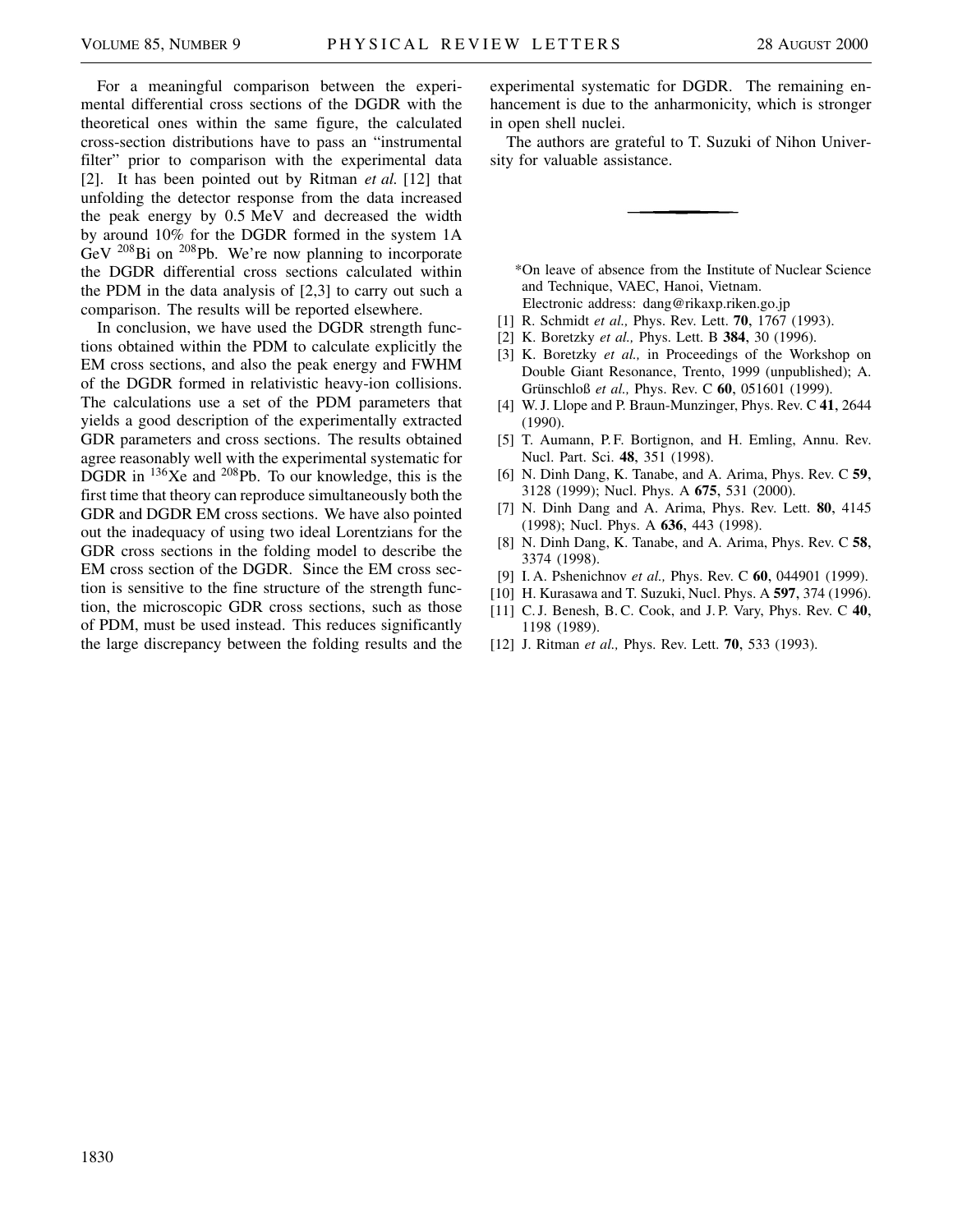For a meaningful comparison between the experimental differential cross sections of the DGDR with the theoretical ones within the same figure, the calculated cross-section distributions have to pass an "instrumental filter" prior to comparison with the experimental data [2]. It has been pointed out by Ritman *et al.* [12] that unfolding the detector response from the data increased the peak energy by 0.5 MeV and decreased the width by around 10% for the DGDR formed in the system 1A GeV $^{208}$Bi on $^{208}$Pb. We're now planning to incorporate the DGDR differential cross sections calculated within the PDM in the data analysis of [2,3] to carry out such a comparison. The results will be reported elsewhere.

In conclusion, we have used the DGDR strength functions obtained within the PDM to calculate explicitly the EM cross sections, and also the peak energy and FWHM of the DGDR formed in relativistic heavy-ion collisions. The calculations use a set of the PDM parameters that yields a good description of the experimentally extracted GDR parameters and cross sections. The results obtained agree reasonably well with the experimental systematic for DGDR in $^{136}$Xe and $^{208}$Pb. To our knowledge, this is the first time that theory can reproduce simultaneously both the GDR and DGDR EM cross sections. We have also pointed out the inadequacy of using two ideal Lorentzians for the GDR cross sections in the folding model to describe the EM cross section of the DGDR. Since the EM cross section is sensitive to the fine structure of the strength function, the microscopic GDR cross sections, such as those of PDM, must be used instead. This reduces significantly the large discrepancy between the folding results and the experimental systematic for DGDR. The remaining enhancement is due to the anharmonicity, which is stronger in open shell nuclei.

The authors are grateful to T. Suzuki of Nihon University for valuable assistance.

---

*On leave of absence from the Institute of Nuclear Science and Technique, VAEC, Hanoi, Vietnam.
Electronic address: dang@rikaxp.riken.go.jp

[1] R. Schmidt *et al.,* Phys. Rev. Lett. **70**, 1767 (1993).

[2] K. Boretzky *et al.,* Phys. Lett. B **384**, 30 (1996).

[3] K. Boretzky *et al.,* in Proceedings of the Workshop on Double Giant Resonance, Trento, 1999 (unpublished); A. Grünschloß *et al.,* Phys. Rev. C **60**, 051601 (1999).

[4] W. J. Llope and P. Braun-Munzinger, Phys. Rev. C **41**, 2644 (1990).

[5] T. Aumann, P. F. Bortignon, and H. Emling, Annu. Rev. Nucl. Part. Sci. **48**, 351 (1998).

[6] N. Dinh Dang, K. Tanabe, and A. Arima, Phys. Rev. C **59**, 3128 (1999); Nucl. Phys. A **675**, 531 (2000).

[7] N. Dinh Dang and A. Arima, Phys. Rev. Lett. **80**, 4145 (1998); Nucl. Phys. A **636**, 443 (1998).

[8] N. Dinh Dang, K. Tanabe, and A. Arima, Phys. Rev. C **58**, 3374 (1998).

[9] I. A. Pshenichnov *et al.,* Phys. Rev. C **60**, 044901 (1999).

[10] H. Kurasawa and T. Suzuki, Nucl. Phys. A **597**, 374 (1996).

[11] C. J. Benesh, B. C. Cook, and J. P. Vary, Phys. Rev. C **40**, 1198 (1989).

[12] J. Ritman *et al.,* Phys. Rev. Lett. **70**, 533 (1993).